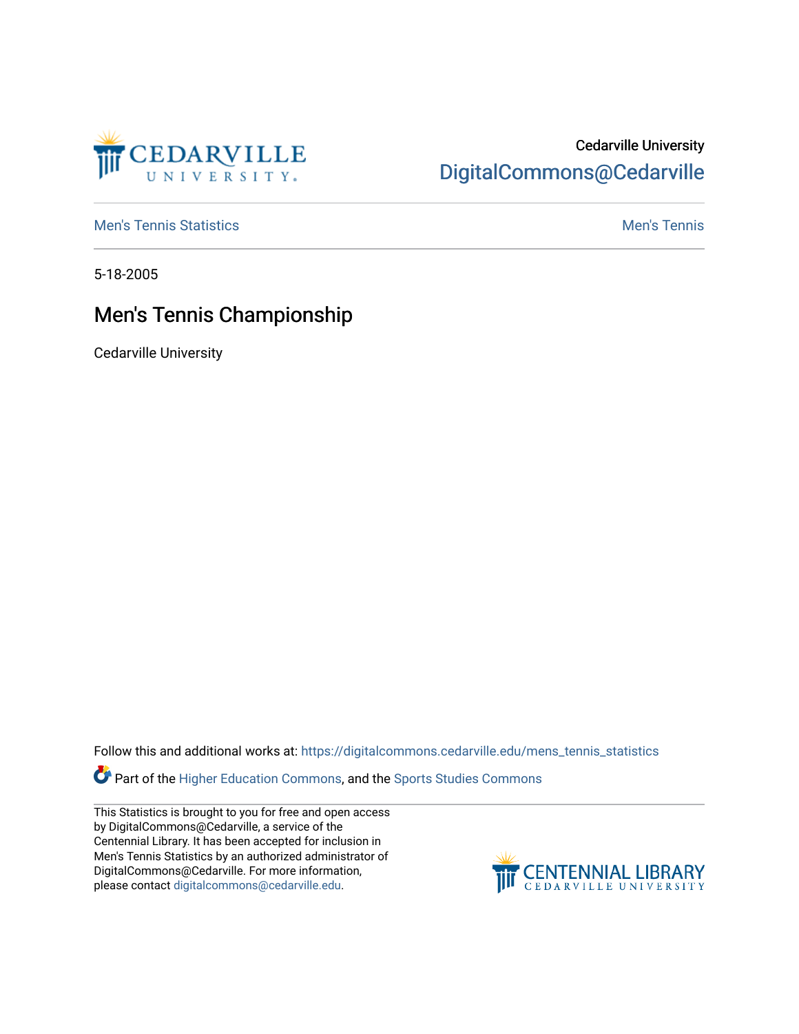Cedarville University

DigitalCommons@Cedarville

Men's Tennis Statistics

Men's Tennis

5-18-2005

# Men's Tennis Championship

Cedarville University

Follow this and additional works at: https://digitalcommons.cedarville.edu/mens_tennis_statistics

Part of the Higher Education Commons, and the Sports Studies Commons

This Statistics is brought to you for free and open access by DigitalCommons@Cedarville, a service of the Centennial Library. It has been accepted for inclusion in Men's Tennis Statistics by an authorized administrator of DigitalCommons@Cedarville. For more information, please contact digitalcommons@cedarville.edu.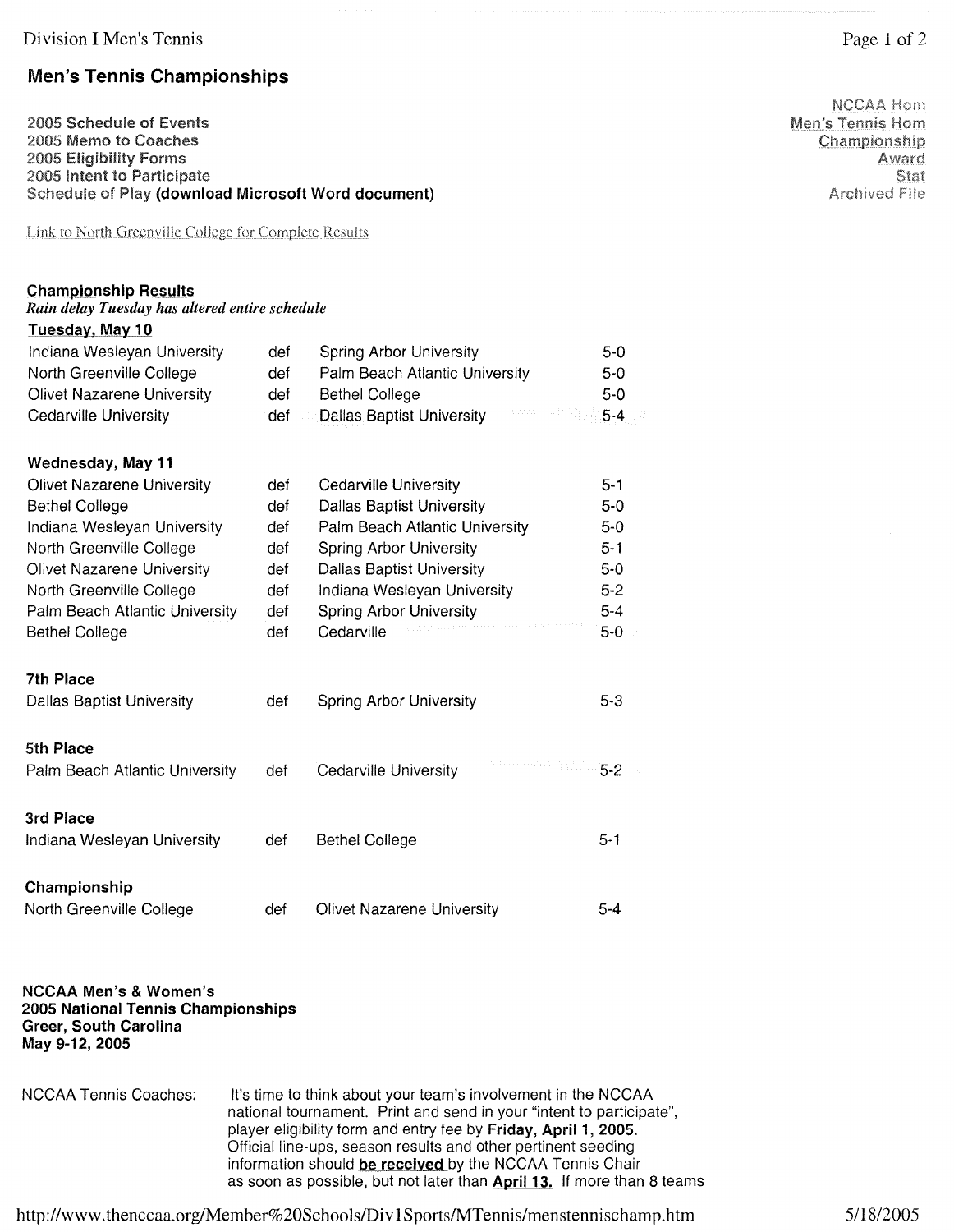Division I Men's Tennis

## Men's Tennis Championships

2005 Schedule of Events
2005 Memo to Coaches
2005 Eligibility Forms
2005 Intent to Participate
Schedule of Play **(download Microsoft Word document)**

NCCAA Hom
Men's Tennis Hom
Championship
Award
Stat
Archived File

Link to North Greenville College for Complete Results

### Championship Results

***Rain delay Tuesday has altered entire schedule***

**Tuesday, May 10**

| | | | |
|---|---|---|---|
| Indiana Wesleyan University | def | Spring Arbor University | 5-0 |
| North Greenville College | def | Palm Beach Atlantic University | 5-0 |
| Olivet Nazarene University | def | Bethel College | 5-0 |
| Cedarville University | def | Dallas Baptist University | 5-4 |

**Wednesday, May 11**

| | | | |
|---|---|---|---|
| Olivet Nazarene University | def | Cedarville University | 5-1 |
| Bethel College | def | Dallas Baptist University | 5-0 |
| Indiana Wesleyan University | def | Palm Beach Atlantic University | 5-0 |
| North Greenville College | def | Spring Arbor University | 5-1 |
| Olivet Nazarene University | def | Dallas Baptist University | 5-0 |
| North Greenville College | def | Indiana Wesleyan University | 5-2 |
| Palm Beach Atlantic University | def | Spring Arbor University | 5-4 |
| Bethel College | def | Cedarville | 5-0 |

**7th Place**

| | | | |
|---|---|---|---|
| Dallas Baptist University | def | Spring Arbor University | 5-3 |

**5th Place**

| | | | |
|---|---|---|---|
| Palm Beach Atlantic University | def | Cedarville University | 5-2 |

**3rd Place**

| | | | |
|---|---|---|---|
| Indiana Wesleyan University | def | Bethel College | 5-1 |

**Championship**

| | | | |
|---|---|---|---|
| North Greenville College | def | Olivet Nazarene University | 5-4 |

**NCCAA Men's & Women's**
**2005 National Tennis Championships**
**Greer, South Carolina**
**May 9-12, 2005**

NCCAA Tennis Coaches: It's time to think about your team's involvement in the NCCAA national tournament. Print and send in your "intent to participate", player eligibility form and entry fee by **Friday, April 1, 2005.** Official line-ups, season results and other pertinent seeding information should **be received** by the NCCAA Tennis Chair as soon as possible, but not later than **April 13.** If more than 8 teams

http://www.thenccaa.org/Member%20Schools/Div1Sports/MTennis/menstennischamp.htm 5/18/2005